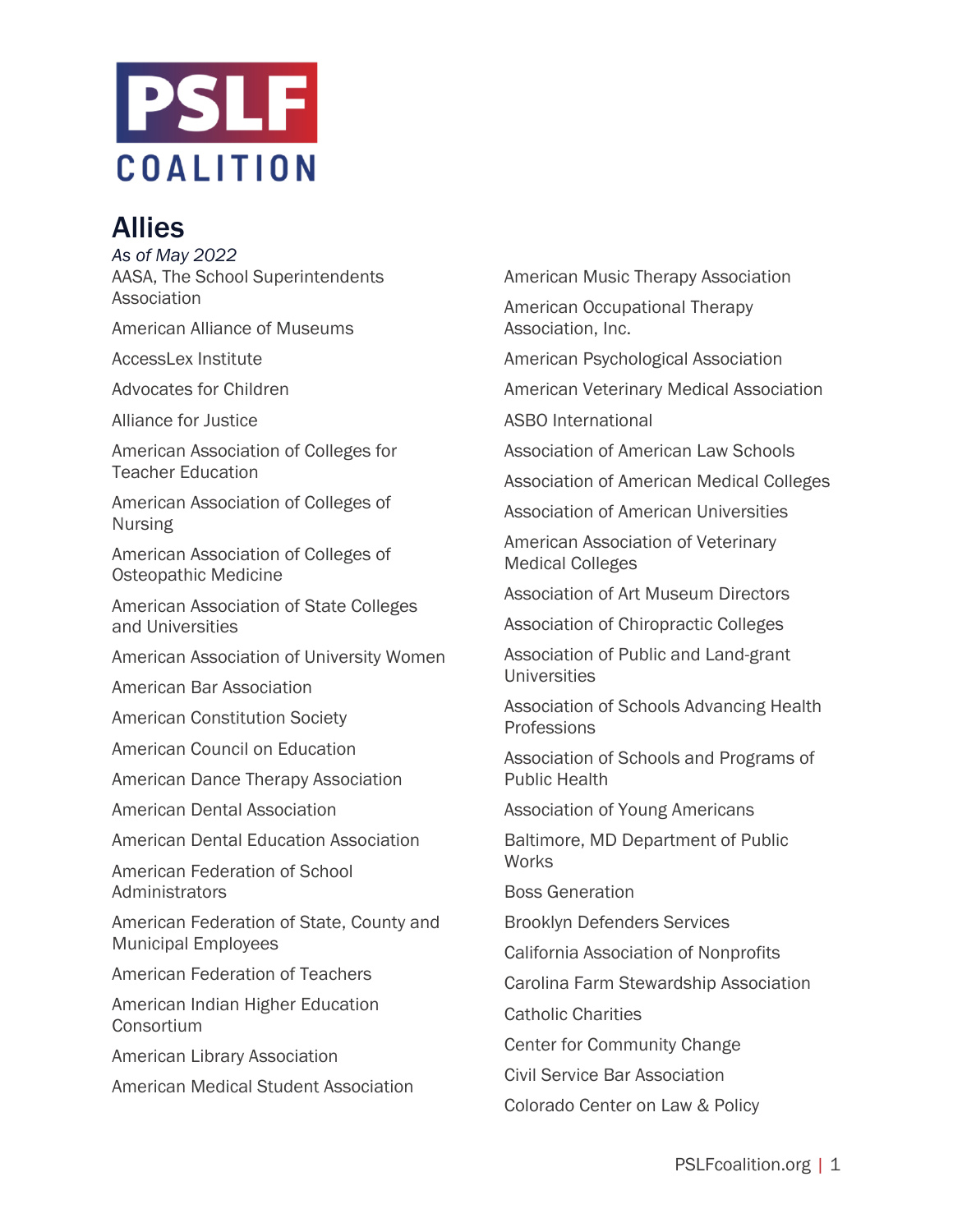PSLF COALITION

# Allies

*As of May 2022*

AASA, The School Superintendents Association

American Alliance of Museums

AccessLex Institute

Advocates for Children

Alliance for Justice

American Association of Colleges for Teacher Education

American Association of Colleges of Nursing

American Association of Colleges of Osteopathic Medicine

American Association of State Colleges and Universities

American Association of University Women

American Bar Association

American Constitution Society

American Council on Education

American Dance Therapy Association

American Dental Association

American Dental Education Association

American Federation of School Administrators

American Federation of State, County and Municipal Employees

American Federation of Teachers

American Indian Higher Education Consortium

American Library Association

American Medical Student Association

American Music Therapy Association

American Occupational Therapy Association, Inc.

American Psychological Association

American Veterinary Medical Association

ASBO International

Association of American Law Schools

Association of American Medical Colleges

Association of American Universities

American Association of Veterinary Medical Colleges

Association of Art Museum Directors

Association of Chiropractic Colleges

Association of Public and Land-grant Universities

Association of Schools Advancing Health Professions

Association of Schools and Programs of Public Health

Association of Young Americans

Baltimore, MD Department of Public Works

Boss Generation

Brooklyn Defenders Services

California Association of Nonprofits

Carolina Farm Stewardship Association

Catholic Charities

Center for Community Change

Civil Service Bar Association

Colorado Center on Law & Policy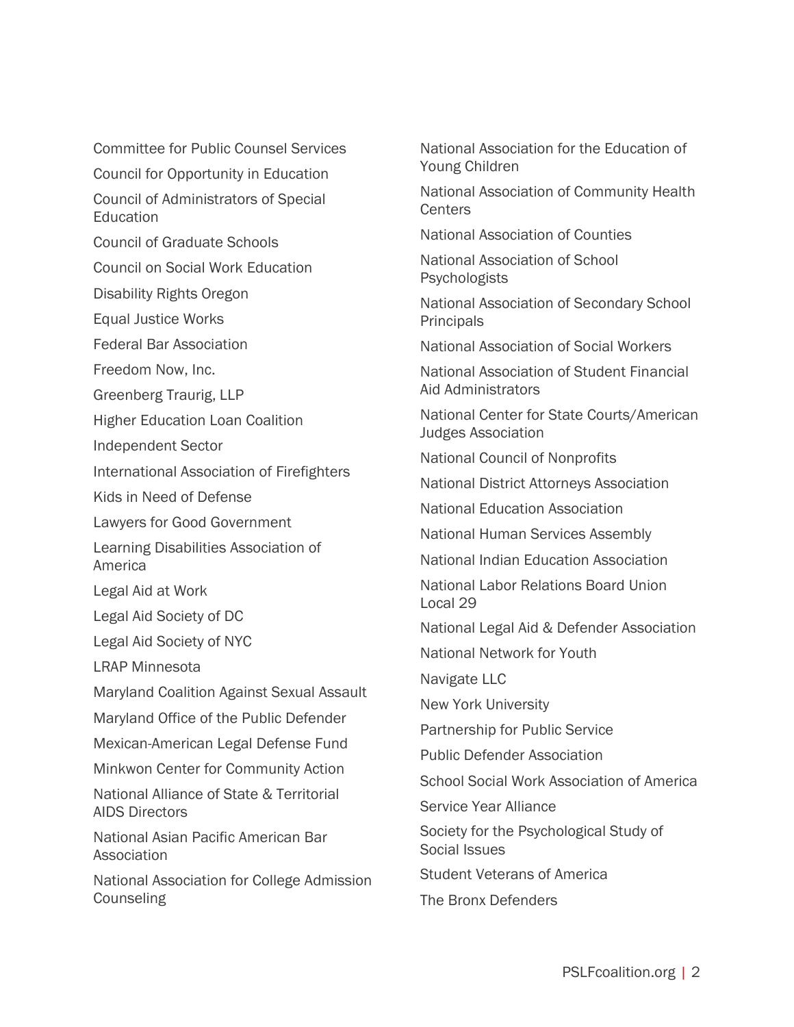Committee for Public Counsel Services

Council for Opportunity in Education

Council of Administrators of Special Education

Council of Graduate Schools

Council on Social Work Education

Disability Rights Oregon

Equal Justice Works

Federal Bar Association

Freedom Now, Inc.

Greenberg Traurig, LLP

Higher Education Loan Coalition

Independent Sector

International Association of Firefighters

Kids in Need of Defense

Lawyers for Good Government

Learning Disabilities Association of America

Legal Aid at Work

Legal Aid Society of DC

Legal Aid Society of NYC

LRAP Minnesota

Maryland Coalition Against Sexual Assault

Maryland Office of the Public Defender

Mexican-American Legal Defense Fund

Minkwon Center for Community Action

National Alliance of State & Territorial AIDS Directors

National Asian Pacific American Bar Association

National Association for College Admission Counseling

National Association for the Education of Young Children

National Association of Community Health Centers

National Association of Counties

National Association of School Psychologists

National Association of Secondary School Principals

National Association of Social Workers

National Association of Student Financial Aid Administrators

National Center for State Courts/American Judges Association

National Council of Nonprofits

National District Attorneys Association

National Education Association

National Human Services Assembly

National Indian Education Association

National Labor Relations Board Union Local 29

National Legal Aid & Defender Association

National Network for Youth

Navigate LLC

New York University

Partnership for Public Service

Public Defender Association

School Social Work Association of America

Service Year Alliance

Society for the Psychological Study of Social Issues

Student Veterans of America

The Bronx Defenders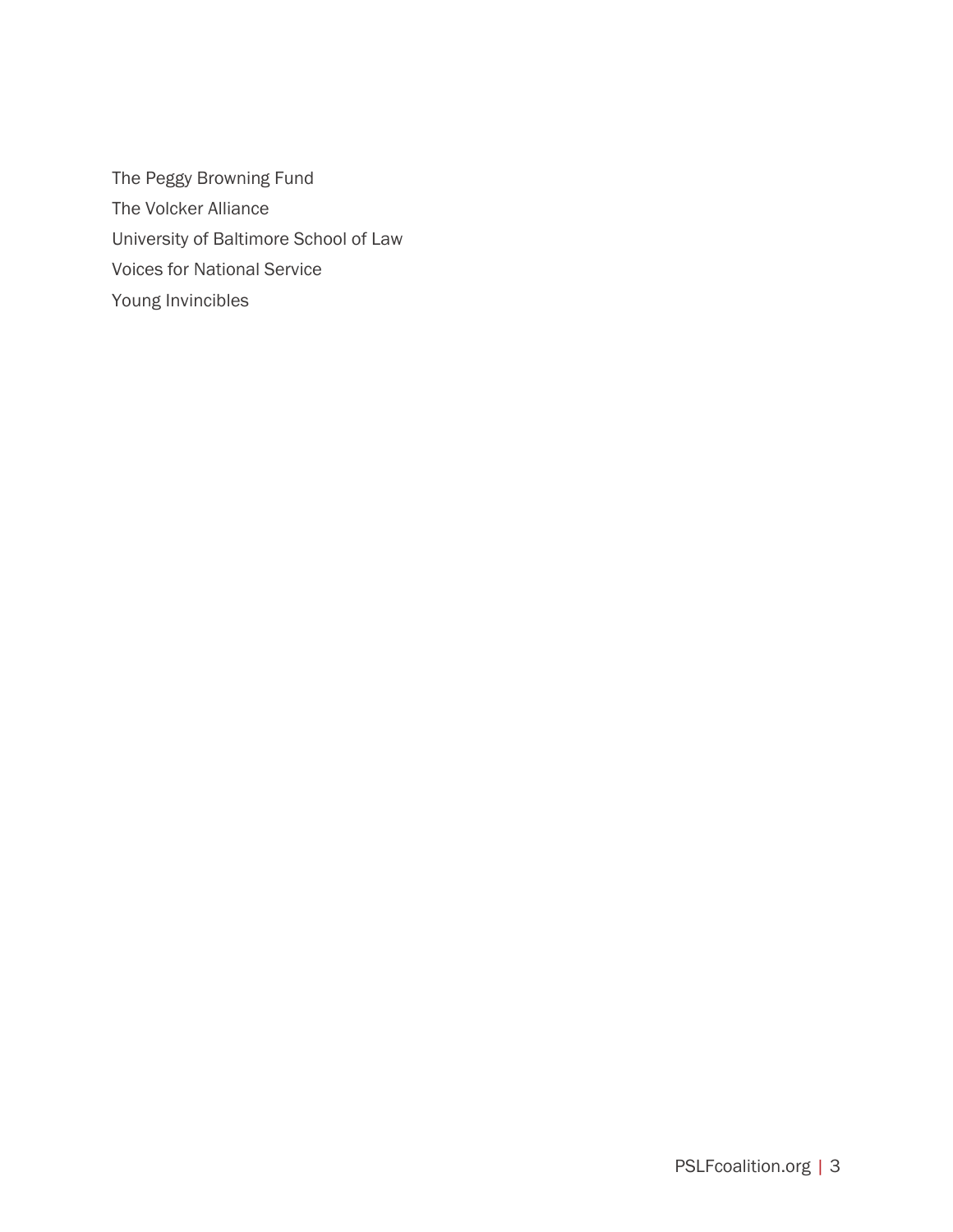The Peggy Browning Fund

The Volcker Alliance

University of Baltimore School of Law

Voices for National Service

Young Invincibles